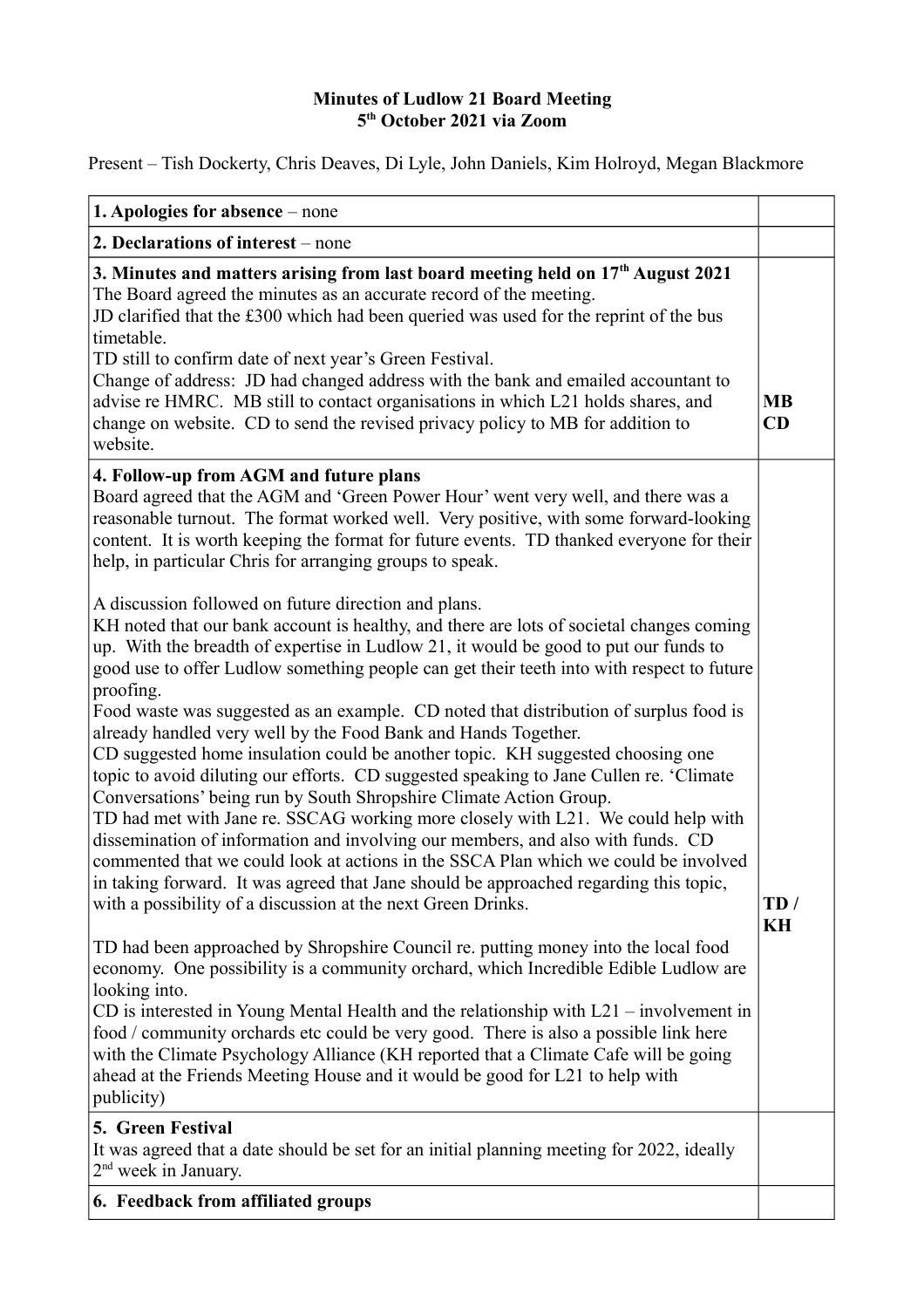**Minutes of Ludlow 21 Board Meeting**
**5th October 2021 via Zoom**

Present – Tish Dockerty, Chris Deaves, Di Lyle, John Daniels, Kim Holroyd, Megan Blackmore

| | |
|---|---|
| **1. Apologies for absence** – none | |
| **2. Declarations of interest** – none | |
| **3. Minutes and matters arising from last board meeting held on 17th August 2021**<br>The Board agreed the minutes as an accurate record of the meeting.<br>JD clarified that the £300 which had been queried was used for the reprint of the bus timetable.<br>TD still to confirm date of next year's Green Festival.<br>Change of address: JD had changed address with the bank and emailed accountant to advise re HMRC. MB still to contact organisations in which L21 holds shares, and change on website. CD to send the revised privacy policy to MB for addition to website. | **MB**<br>**CD** |
| **4. Follow-up from AGM and future plans**<br>Board agreed that the AGM and 'Green Power Hour' went very well, and there was a reasonable turnout. The format worked well. Very positive, with some forward-looking content. It is worth keeping the format for future events. TD thanked everyone for their help, in particular Chris for arranging groups to speak.<br><br>A discussion followed on future direction and plans.<br>KH noted that our bank account is healthy, and there are lots of societal changes coming up. With the breadth of expertise in Ludlow 21, it would be good to put our funds to good use to offer Ludlow something people can get their teeth into with respect to future proofing.<br>Food waste was suggested as an example. CD noted that distribution of surplus food is already handled very well by the Food Bank and Hands Together.<br>CD suggested home insulation could be another topic. KH suggested choosing one topic to avoid diluting our efforts. CD suggested speaking to Jane Cullen re. 'Climate Conversations' being run by South Shropshire Climate Action Group.<br>TD had met with Jane re. SSCAG working more closely with L21. We could help with dissemination of information and involving our members, and also with funds. CD commented that we could look at actions in the SSCA Plan which we could be involved in taking forward. It was agreed that Jane should be approached regarding this topic, with a possibility of a discussion at the next Green Drinks.<br><br>TD had been approached by Shropshire Council re. putting money into the local food economy. One possibility is a community orchard, which Incredible Edible Ludlow are looking into.<br>CD is interested in Young Mental Health and the relationship with L21 – involvement in food / community orchards etc could be very good. There is also a possible link here with the Climate Psychology Alliance (KH reported that a Climate Cafe will be going ahead at the Friends Meeting House and it would be good for L21 to help with publicity) | **TD / KH** |
| **5. Green Festival**<br>It was agreed that a date should be set for an initial planning meeting for 2022, ideally 2nd week in January. | |
| **6. Feedback from affiliated groups** | |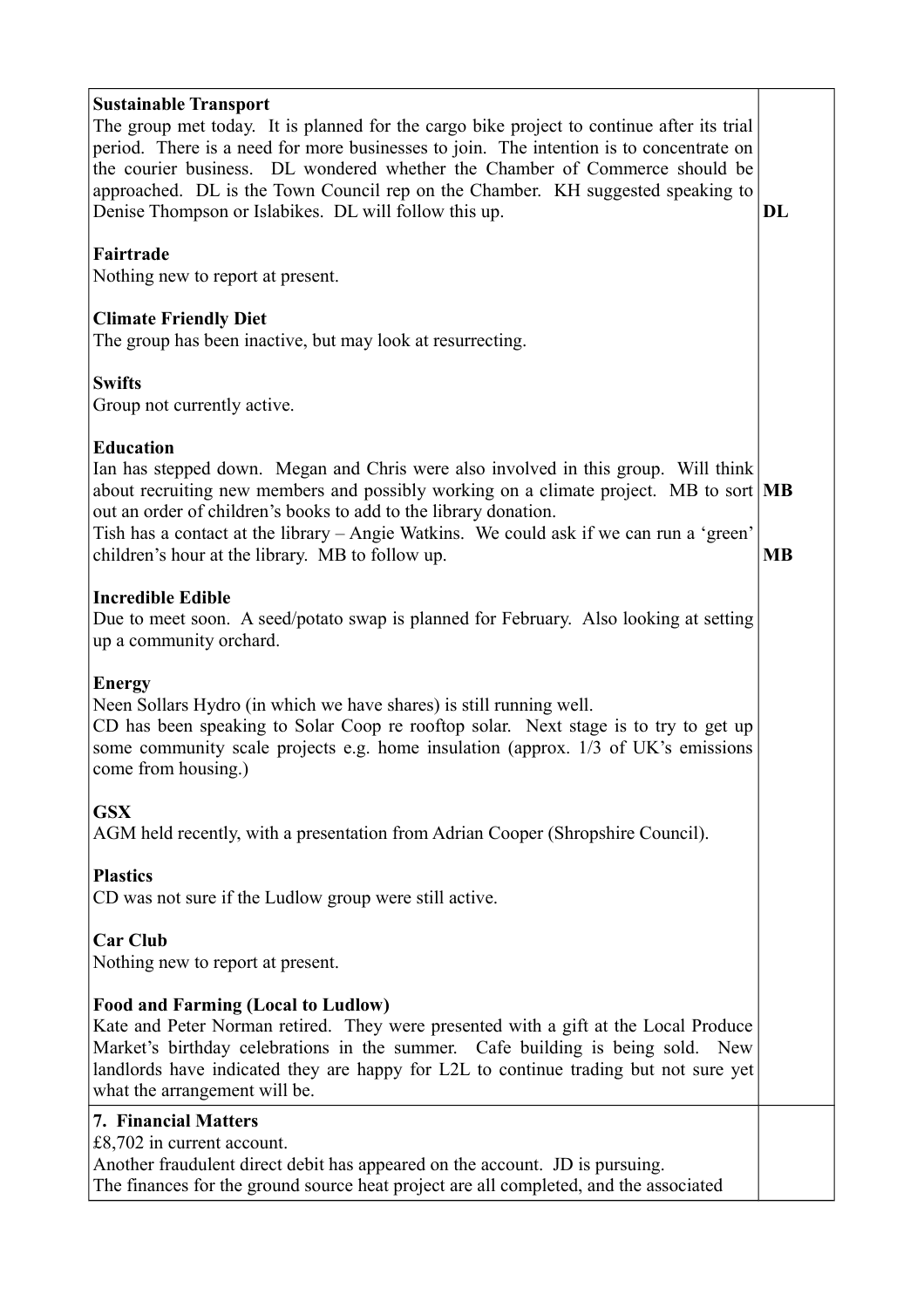| | |
|---|---|
| **Sustainable Transport**<br>The group met today. It is planned for the cargo bike project to continue after its trial period. There is a need for more businesses to join. The intention is to concentrate on the courier business. DL wondered whether the Chamber of Commerce should be approached. DL is the Town Council rep on the Chamber. KH suggested speaking to Denise Thompson or Islabikes. DL will follow this up.<br><br>**Fairtrade**<br>Nothing new to report at present.<br><br>**Climate Friendly Diet**<br>The group has been inactive, but may look at resurrecting.<br><br>**Swifts**<br>Group not currently active.<br><br>**Education**<br>Ian has stepped down. Megan and Chris were also involved in this group. Will think about recruiting new members and possibly working on a climate project. MB to sort out an order of children's books to add to the library donation.<br>Tish has a contact at the library – Angie Watkins. We could ask if we can run a 'green' children's hour at the library. MB to follow up.<br><br>**Incredible Edible**<br>Due to meet soon. A seed/potato swap is planned for February. Also looking at setting up a community orchard.<br><br>**Energy**<br>Neen Sollars Hydro (in which we have shares) is still running well.<br>CD has been speaking to Solar Coop re rooftop solar. Next stage is to try to get up some community scale projects e.g. home insulation (approx. 1/3 of UK's emissions come from housing.)<br><br>**GSX**<br>AGM held recently, with a presentation from Adrian Cooper (Shropshire Council).<br><br>**Plastics**<br>CD was not sure if the Ludlow group were still active.<br><br>**Car Club**<br>Nothing new to report at present.<br><br>**Food and Farming (Local to Ludlow)**<br>Kate and Peter Norman retired. They were presented with a gift at the Local Produce Market's birthday celebrations in the summer. Cafe building is being sold. New landlords have indicated they are happy for L2L to continue trading but not sure yet what the arrangement will be. | **DL**<br><br>**MB**<br><br>**MB** |
| **7. Financial Matters**<br>£8,702 in current account.<br>Another fraudulent direct debit has appeared on the account. JD is pursuing.<br>The finances for the ground source heat project are all completed, and the associated | |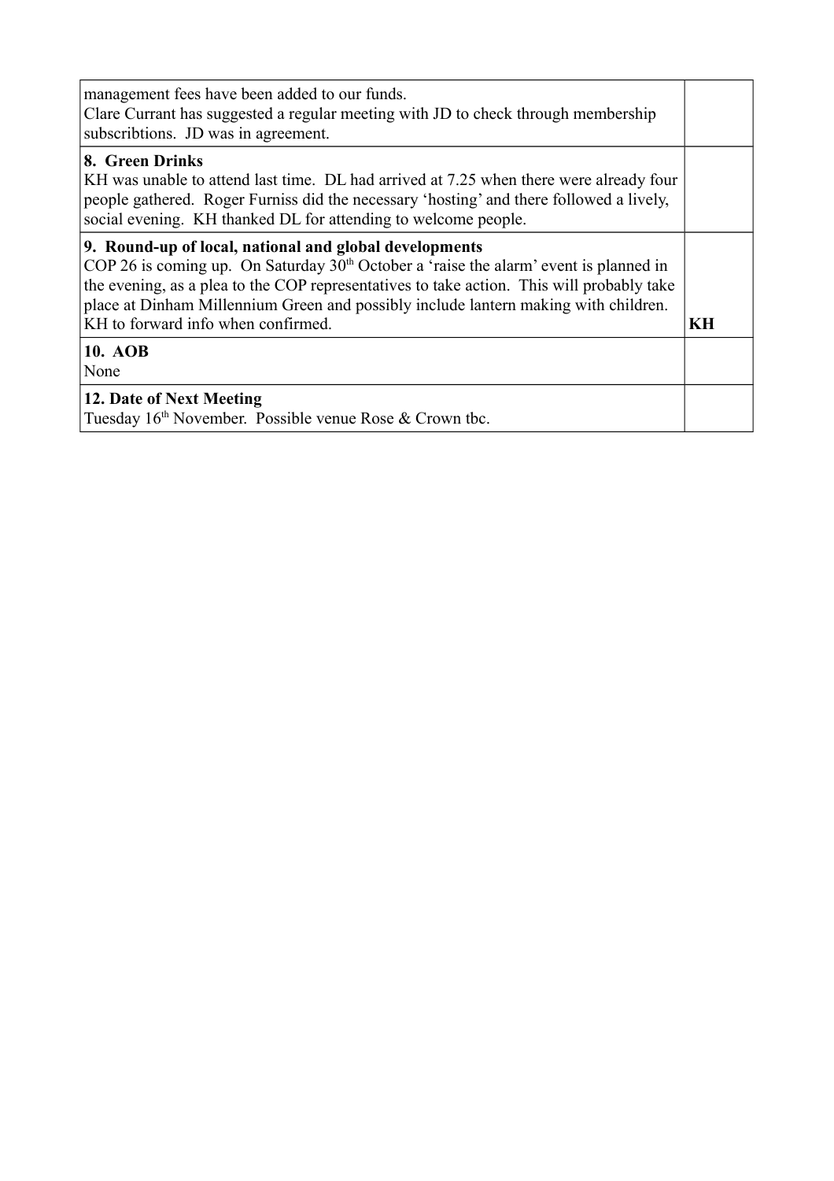| | |
|---|---|
| management fees have been added to our funds.<br>Clare Currant has suggested a regular meeting with JD to check through membership subscribtions. JD was in agreement. | |
| **8. Green Drinks**<br>KH was unable to attend last time. DL had arrived at 7.25 when there were already four people gathered. Roger Furniss did the necessary 'hosting' and there followed a lively, social evening. KH thanked DL for attending to welcome people. | |
| **9. Round-up of local, national and global developments**<br>COP 26 is coming up. On Saturday 30th October a 'raise the alarm' event is planned in the evening, as a plea to the COP representatives to take action. This will probably take place at Dinham Millennium Green and possibly include lantern making with children. KH to forward info when confirmed. | **KH** |
| **10. AOB**<br>None | |
| **12. Date of Next Meeting**<br>Tuesday 16th November. Possible venue Rose & Crown tbc. | |